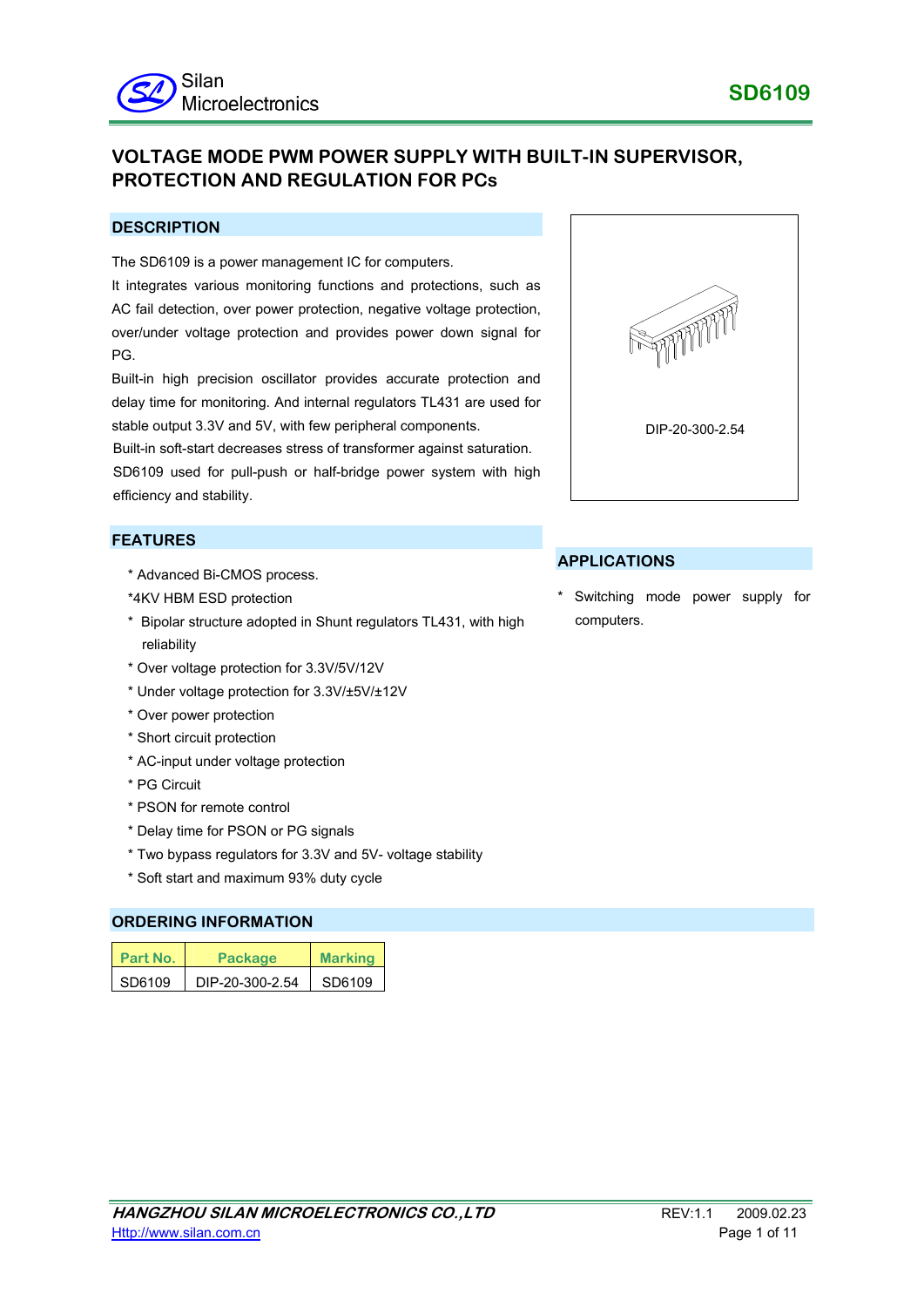# VOLTAGE MODE PWM POWER SUPPLY WITH BUILT-IN SUPERVISOR, PROTECTION AND REGULATION FOR PCs

## DESCRIPTION

The SD6109 is a power management IC for computers.

It integrates various monitoring functions and protections, such as AC fail detection, over power protection, negative voltage protection, over/under voltage protection and provides power down signal for PG.

Built-in high precision oscillator provides accurate protection and delay time for monitoring. And internal regulators TL431 are used for stable output 3.3V and 5V, with few peripheral components.

Built-in soft-start decreases stress of transformer against saturation.

SD6109 used for pull-push or half-bridge power system with high efficiency and stability.

DIP-20-300-2.54

## FEATURES

* Advanced Bi-CMOS process.
*4KV HBM ESD protection
* Bipolar structure adopted in Shunt regulators TL431, with high reliability
* Over voltage protection for 3.3V/5V/12V
* Under voltage protection for 3.3V/±5V/±12V
* Over power protection
* Short circuit protection
* AC-input under voltage protection
* PG Circuit
* PSON for remote control
* Delay time for PSON or PG signals
* Two bypass regulators for 3.3V and 5V- voltage stability
* Soft start and maximum 93% duty cycle

## APPLICATIONS

* Switching mode power supply for computers.

## ORDERING INFORMATION

| Part No. | Package | Marking |
|---|---|---|
| SD6109 | DIP-20-300-2.54 | SD6109 |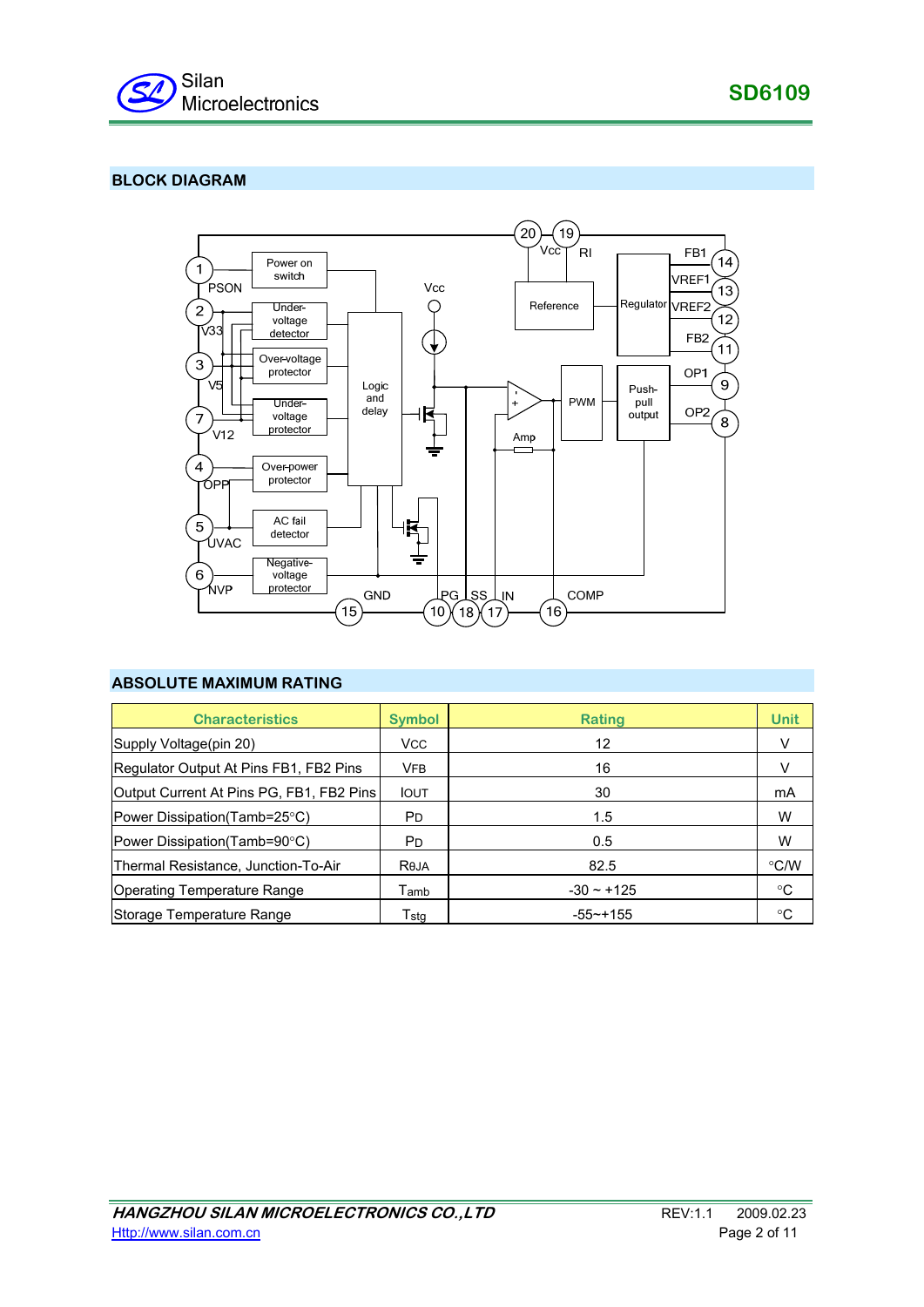## BLOCK DIAGRAM

## ABSOLUTE MAXIMUM RATING

| Characteristics | Symbol | Rating | Unit |
|---|---|---|---|
| Supply Voltage(pin 20) | $V_{CC}$ | 12 | V |
| Regulator Output At Pins FB1, FB2 Pins | $V_{FB}$ | 16 | V |
| Output Current At Pins PG, FB1, FB2 Pins | $I_{OUT}$ | 30 | mA |
| Power Dissipation(Tamb=25°C) | $P_D$ | 1.5 | W |
| Power Dissipation(Tamb=90°C) | $P_D$ | 0.5 | W |
| Thermal Resistance, Junction-To-Air | $R_{\theta JA}$ | 82.5 | °C/W |
| Operating Temperature Range | $T_{amb}$ | -30 ~ +125 | °C |
| Storage Temperature Range | $T_{stg}$ | -55~+155 | °C |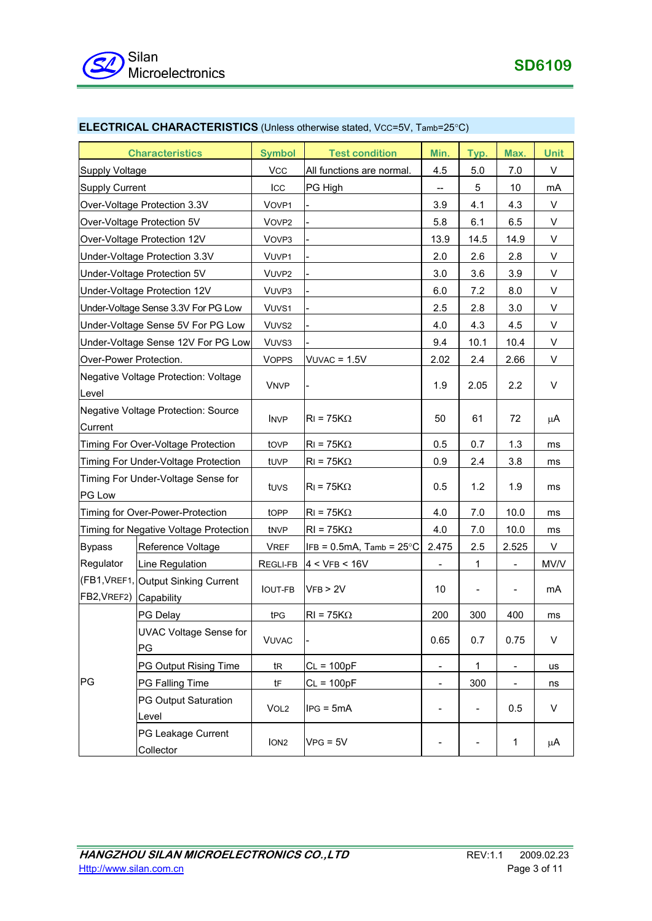## ELECTRICAL CHARACTERISTICS (Unless otherwise stated, $V_{CC}$=5V, $T_{amb}$=25°C)

| Characteristics | | Symbol | Test condition | Min. | Typ. | Max. | Unit |
|---|---|---|---|---|---|---|---|
| Supply Voltage | | $V_{CC}$ | All functions are normal. | 4.5 | 5.0 | 7.0 | V |
| Supply Current | | $I_{CC}$ | PG High | -- | 5 | 10 | mA |
| Over-Voltage Protection 3.3V | | $V_{OVP1}$ | - | 3.9 | 4.1 | 4.3 | V |
| Over-Voltage Protection 5V | | $V_{OVP2}$ | - | 5.8 | 6.1 | 6.5 | V |
| Over-Voltage Protection 12V | | $V_{OVP3}$ | - | 13.9 | 14.5 | 14.9 | V |
| Under-Voltage Protection 3.3V | | $V_{UVP1}$ | - | 2.0 | 2.6 | 2.8 | V |
| Under-Voltage Protection 5V | | $V_{UVP2}$ | - | 3.0 | 3.6 | 3.9 | V |
| Under-Voltage Protection 12V | | $V_{UVP3}$ | - | 6.0 | 7.2 | 8.0 | V |
| Under-Voltage Sense 3.3V For PG Low | | $V_{UVS1}$ | - | 2.5 | 2.8 | 3.0 | V |
| Under-Voltage Sense 5V For PG Low | | $V_{UVS2}$ | - | 4.0 | 4.3 | 4.5 | V |
| Under-Voltage Sense 12V For PG Low | | $V_{UVS3}$ | - | 9.4 | 10.1 | 10.4 | V |
| Over-Power Protection. | | $V_{OPPS}$ | $V_{UVAC}$ = 1.5V | 2.02 | 2.4 | 2.66 | V |
| Negative Voltage Protection: Voltage Level | | $V_{NVP}$ | - | 1.9 | 2.05 | 2.2 | V |
| Negative Voltage Protection: Source Current | | $I_{NVP}$ | $R_I$ = 75KΩ | 50 | 61 | 72 | µA |
| Timing For Over-Voltage Protection | | $t_{OVP}$ | $R_I$ = 75KΩ | 0.5 | 0.7 | 1.3 | ms |
| Timing For Under-Voltage Protection | | $t_{UVP}$ | $R_I$ = 75KΩ | 0.9 | 2.4 | 3.8 | ms |
| Timing For Under-Voltage Sense for PG Low | | $t_{UVS}$ | $R_I$ = 75KΩ | 0.5 | 1.2 | 1.9 | ms |
| Timing for Over-Power-Protection | | $t_{OPP}$ | $R_I$ = 75KΩ | 4.0 | 7.0 | 10.0 | ms |
| Timing for Negative Voltage Protection | | $t_{NVP}$ | $R_I$ = 75KΩ | 4.0 | 7.0 | 10.0 | ms |
| Bypass Regulator (FB1,VREF1, FB2,VREF2) | Reference Voltage | $V_{REF}$ | $I_{FB}$ = 0.5mA, $T_{amb}$ = 25°C | 2.475 | 2.5 | 2.525 | V |
| | Line Regulation | $REG_{LI-FB}$ | 4 < $V_{FB}$ < 16V | - | 1 | - | MV/V |
| | Output Sinking Current Capability | $I_{OUT-FB}$ | $V_{FB}$ > 2V | 10 | - | - | mA |
| PG | PG Delay | $t_{PG}$ | $R_I$ = 75KΩ | 200 | 300 | 400 | ms |
| | UVAC Voltage Sense for PG | $V_{UVAC}$ | - | 0.65 | 0.7 | 0.75 | V |
| | PG Output Rising Time | $t_R$ | $C_L$ = 100pF | - | 1 | - | us |
| | PG Falling Time | $t_F$ | $C_L$ = 100pF | - | 300 | - | ns |
| | PG Output Saturation Level | $V_{OL2}$ | $I_{PG}$ = 5mA | - | - | 0.5 | V |
| | PG Leakage Current Collector | $I_{ON2}$ | $V_{PG}$ = 5V | - | - | 1 | µA |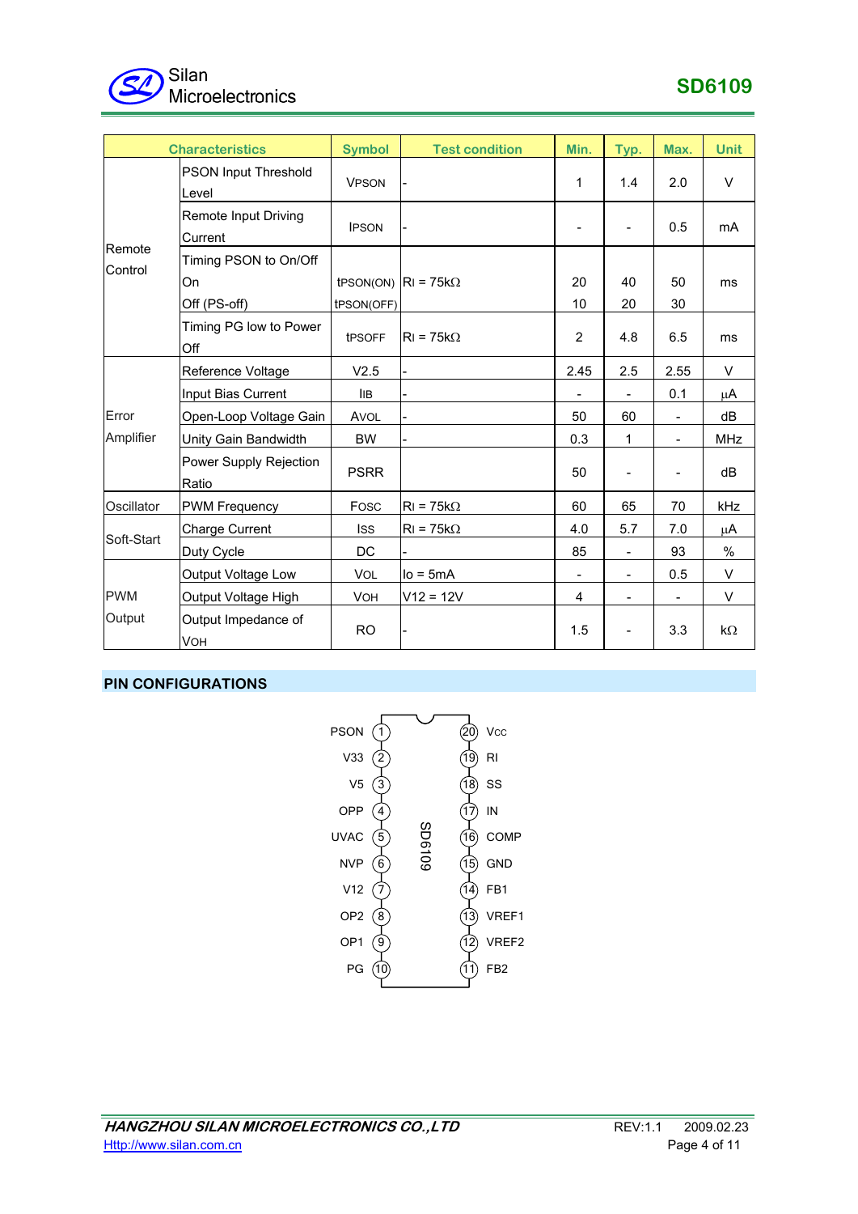| Characteristics | | Symbol | Test condition | Min. | Typ. | Max. | Unit |
|---|---|---|---|---|---|---|---|
| Remote Control | PSON Input Threshold Level | $V_{PSON}$ | - | 1 | 1.4 | 2.0 | V |
| | Remote Input Driving Current | $I_{PSON}$ | - | - | - | 0.5 | mA |
| | Timing PSON to On/Off<br>On<br>Off (PS-off) | $t_{PSON(ON)}$<br>$t_{PSON(OFF)}$ | $R_I$ = 75kΩ | 20<br>10 | 40<br>20 | 50<br>30 | ms |
| | Timing PG low to Power Off | $t_{PSOFF}$ | $R_I$ = 75kΩ | 2 | 4.8 | 6.5 | ms |
| Error Amplifier | Reference Voltage | V2.5 | - | 2.45 | 2.5 | 2.55 | V |
| | Input Bias Current | $I_{IB}$ | - | - | - | 0.1 | μA |
| | Open-Loop Voltage Gain | $A_{VOL}$ | - | 50 | 60 | - | dB |
| | Unity Gain Bandwidth | BW | - | 0.3 | 1 | - | MHz |
| | Power Supply Rejection Ratio | PSRR | | 50 | - | - | dB |
| Oscillator | PWM Frequency | $F_{OSC}$ | $R_I$ = 75kΩ | 60 | 65 | 70 | kHz |
| Soft-Start | Charge Current | $I_{SS}$ | $R_I$ = 75kΩ | 4.0 | 5.7 | 7.0 | μA |
| | Duty Cycle | DC | - | 85 | - | 93 | % |
| PWM Output | Output Voltage Low | $V_{OL}$ | $I_O$ = 5mA | - | - | 0.5 | V |
| | Output Voltage High | $V_{OH}$ | V12 = 12V | 4 | - | - | V |
| | Output Impedance of $V_{OH}$ | RO | - | 1.5 | - | 3.3 | kΩ |

## PIN CONFIGURATIONS

| Pin | Name | Pin | Name |
|---|---|---|---|
| 1 | PSON | 20 | VCC |
| 2 | V33 | 19 | RI |
| 3 | V5 | 18 | SS |
| 4 | OPP | 17 | IN |
| 5 | UVAC | 16 | COMP |
| 6 | NVP | 15 | GND |
| 7 | V12 | 14 | FB1 |
| 8 | OP2 | 13 | VREF1 |
| 9 | OP1 | 12 | VREF2 |
| 10 | PG | 11 | FB2 |

SD6109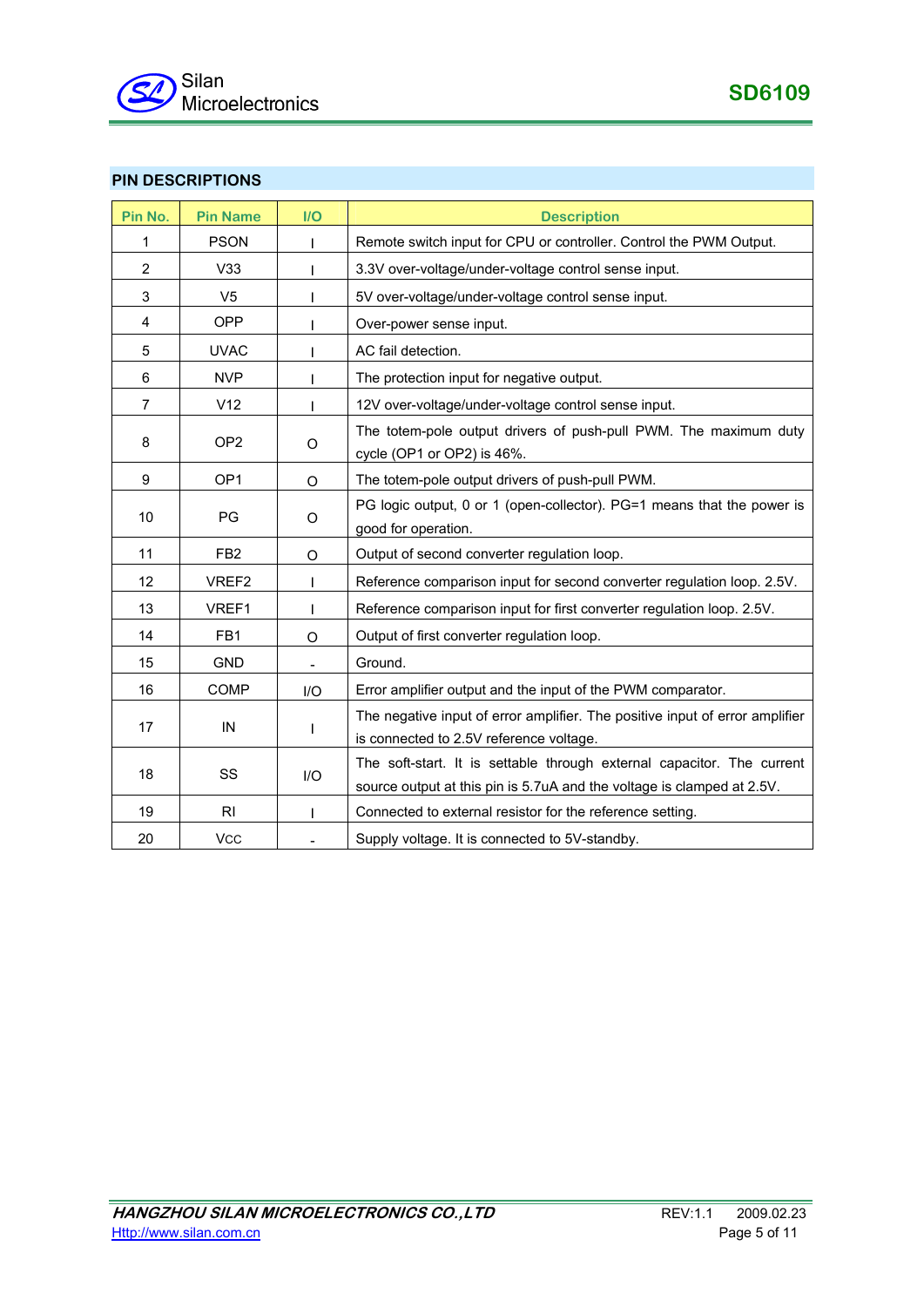## PIN DESCRIPTIONS

| Pin No. | Pin Name | I/O | Description |
|---|---|---|---|
| 1 | PSON | I | Remote switch input for CPU or controller. Control the PWM Output. |
| 2 | V33 | I | 3.3V over-voltage/under-voltage control sense input. |
| 3 | V5 | I | 5V over-voltage/under-voltage control sense input. |
| 4 | OPP | I | Over-power sense input. |
| 5 | UVAC | I | AC fail detection. |
| 6 | NVP | I | The protection input for negative output. |
| 7 | V12 | I | 12V over-voltage/under-voltage control sense input. |
| 8 | OP2 | O | The totem-pole output drivers of push-pull PWM. The maximum duty cycle (OP1 or OP2) is 46%. |
| 9 | OP1 | O | The totem-pole output drivers of push-pull PWM. |
| 10 | PG | O | PG logic output, 0 or 1 (open-collector). PG=1 means that the power is good for operation. |
| 11 | FB2 | O | Output of second converter regulation loop. |
| 12 | VREF2 | I | Reference comparison input for second converter regulation loop. 2.5V. |
| 13 | VREF1 | I | Reference comparison input for first converter regulation loop. 2.5V. |
| 14 | FB1 | O | Output of first converter regulation loop. |
| 15 | GND | - | Ground. |
| 16 | COMP | I/O | Error amplifier output and the input of the PWM comparator. |
| 17 | IN | I | The negative input of error amplifier. The positive input of error amplifier is connected to 2.5V reference voltage. |
| 18 | SS | I/O | The soft-start. It is settable through external capacitor. The current source output at this pin is 5.7uA and the voltage is clamped at 2.5V. |
| 19 | RI | I | Connected to external resistor for the reference setting. |
| 20 | Vcc | - | Supply voltage. It is connected to 5V-standby. |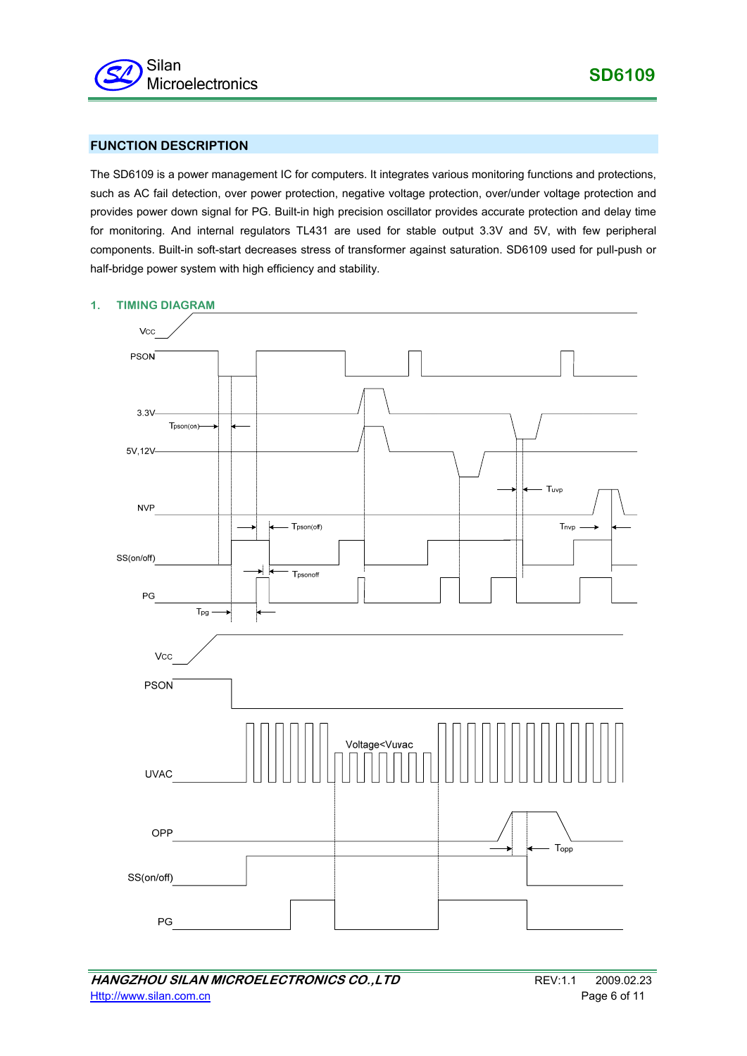## FUNCTION DESCRIPTION

The SD6109 is a power management IC for computers. It integrates various monitoring functions and protections, such as AC fail detection, over power protection, negative voltage protection, over/under voltage protection and provides power down signal for PG. Built-in high precision oscillator provides accurate protection and delay time for monitoring. And internal regulators TL431 are used for stable output 3.3V and 5V, with few peripheral components. Built-in soft-start decreases stress of transformer against saturation. SD6109 used for pull-push or half-bridge power system with high efficiency and stability.

### 1. TIMING DIAGRAM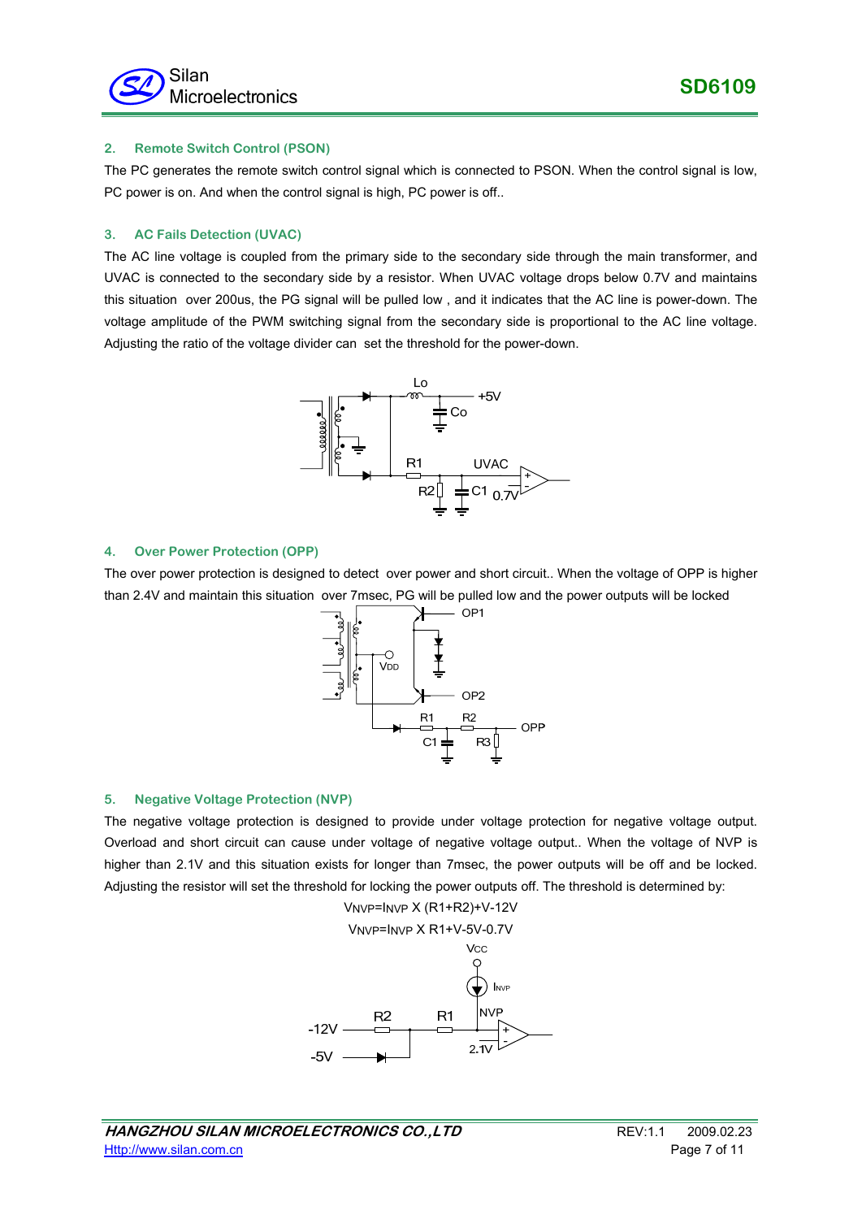## 2. Remote Switch Control (PSON)

The PC generates the remote switch control signal which is connected to PSON. When the control signal is low, PC power is on. And when the control signal is high, PC power is off..

## 3. AC Fails Detection (UVAC)

The AC line voltage is coupled from the primary side to the secondary side through the main transformer, and UVAC is connected to the secondary side by a resistor. When UVAC voltage drops below 0.7V and maintains this situation over 200us, the PG signal will be pulled low , and it indicates that the AC line is power-down. The voltage amplitude of the PWM switching signal from the secondary side is proportional to the AC line voltage. Adjusting the ratio of the voltage divider can set the threshold for the power-down.

## 4. Over Power Protection (OPP)

The over power protection is designed to detect over power and short circuit.. When the voltage of OPP is higher than 2.4V and maintain this situation over 7msec, PG will be pulled low and the power outputs will be locked

## 5. Negative Voltage Protection (NVP)

The negative voltage protection is designed to provide under voltage protection for negative voltage output. Overload and short circuit can cause under voltage of negative voltage output.. When the voltage of NVP is higher than 2.1V and this situation exists for longer than 7msec, the power outputs will be off and be locked. Adjusting the resistor will set the threshold for locking the power outputs off. The threshold is determined by:

$$V_{NVP}=I_{NVP}\times(R1+R2)+V-12V$$

$$V_{NVP}=I_{NVP}\times R1+V-5V-0.7V$$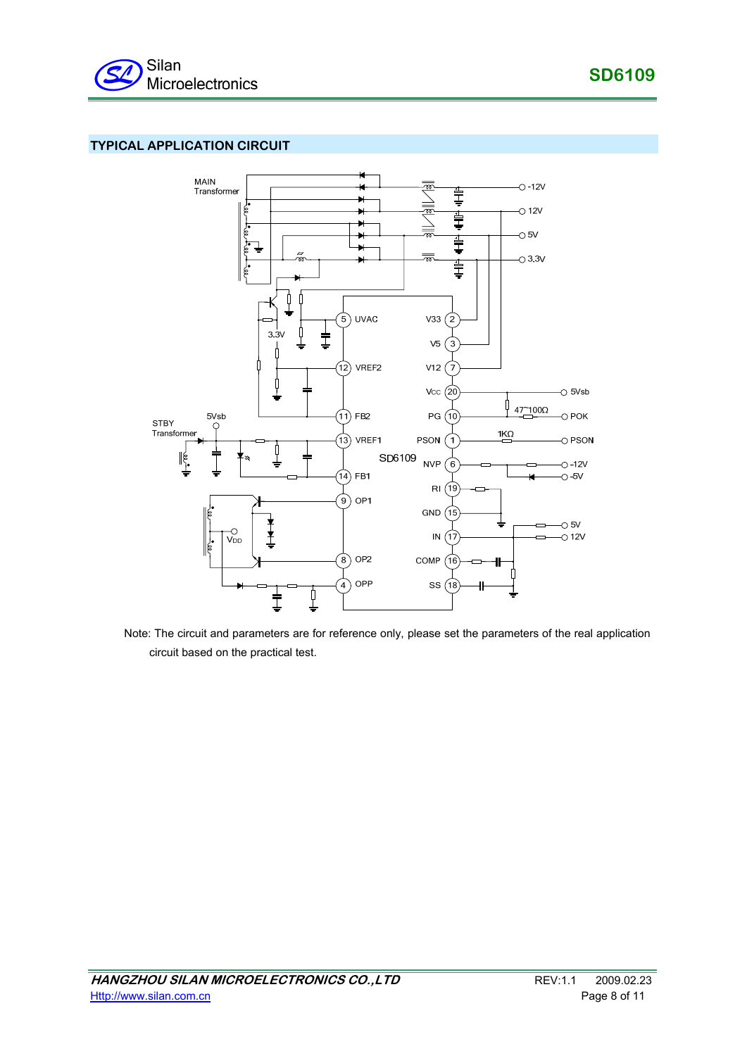## TYPICAL APPLICATION CIRCUIT

Note: The circuit and parameters are for reference only, please set the parameters of the real application circuit based on the practical test.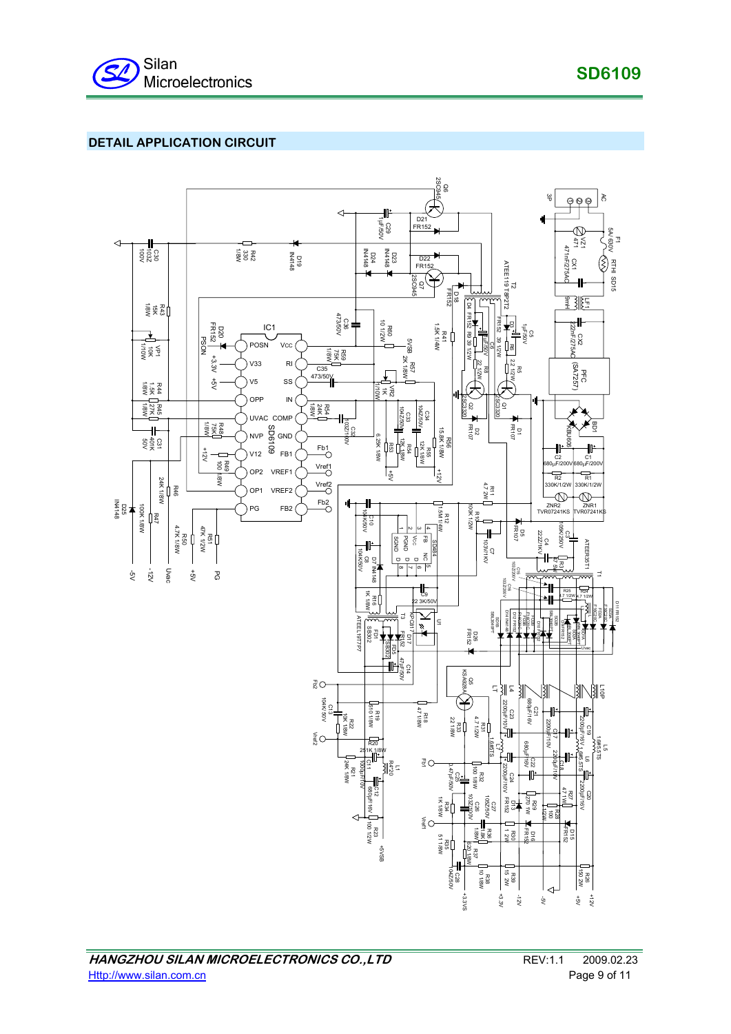## DETAIL APPLICATION CIRCUIT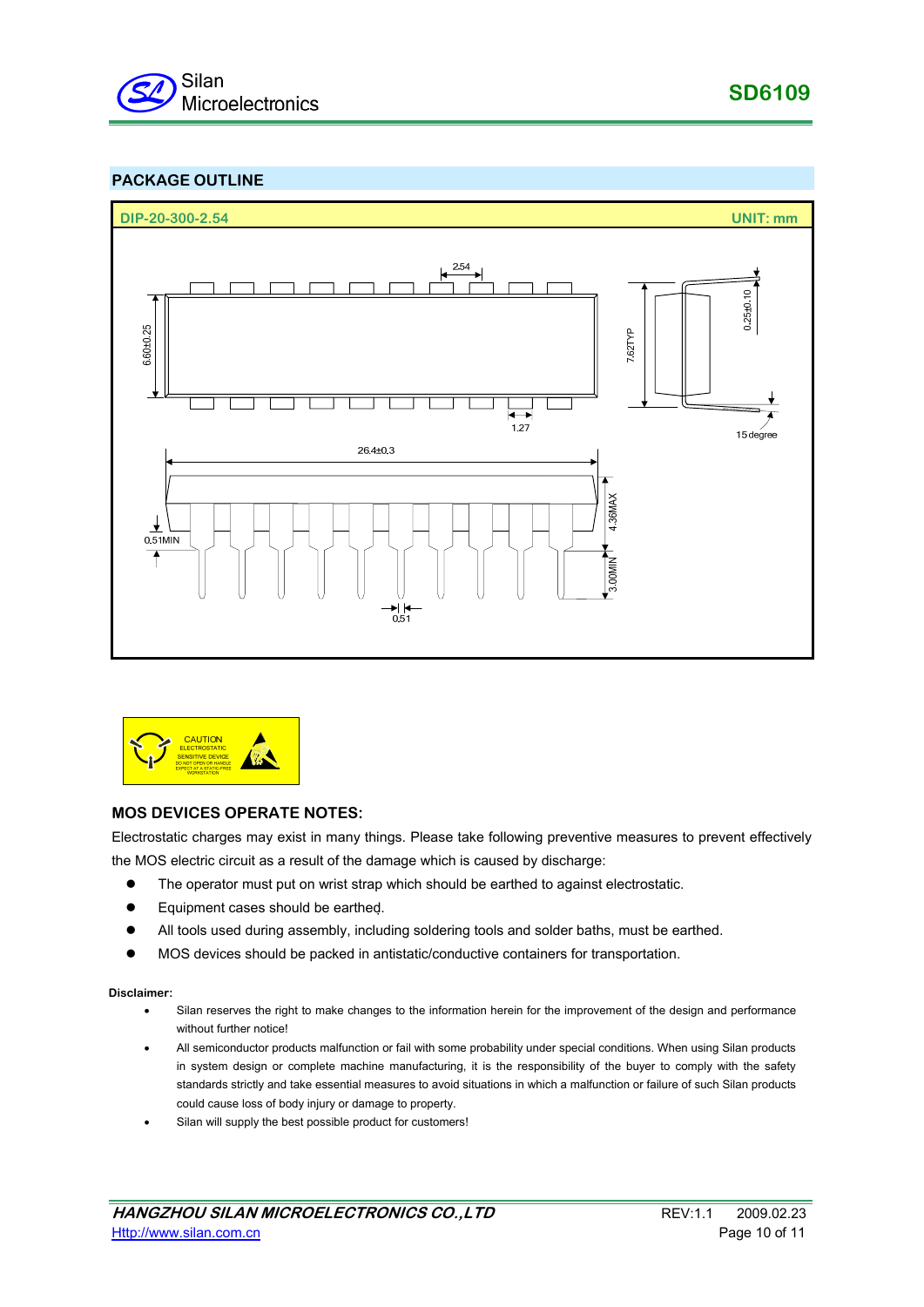## PACKAGE OUTLINE

DIP-20-300-2.54 UNIT: mm

2.54

6.60±0.25

7.62TYP

0.25±0.10

1.27

15 degree

26.4±0.3

4.36MAX

0.51MIN

3.00MIN

0.51

CAUTION
ELECTROSTATIC
SENSITIVE DEVICE
DO NOT OPEN OR HANDLE
EXPECT AT A STATIC-FREE
WORKSTATION

### MOS DEVICES OPERATE NOTES:

Electrostatic charges may exist in many things. Please take following preventive measures to prevent effectively the MOS electric circuit as a result of the damage which is caused by discharge:

- The operator must put on wrist strap which should be earthed to against electrostatic.
- Equipment cases should be earthed.
- All tools used during assembly, including soldering tools and solder baths, must be earthed.
- MOS devices should be packed in antistatic/conductive containers for transportation.

**Disclaimer:**

- Silan reserves the right to make changes to the information herein for the improvement of the design and performance without further notice!
- All semiconductor products malfunction or fail with some probability under special conditions. When using Silan products in system design or complete machine manufacturing, it is the responsibility of the buyer to comply with the safety standards strictly and take essential measures to avoid situations in which a malfunction or failure of such Silan products could cause loss of body injury or damage to property.
- Silan will supply the best possible product for customers!